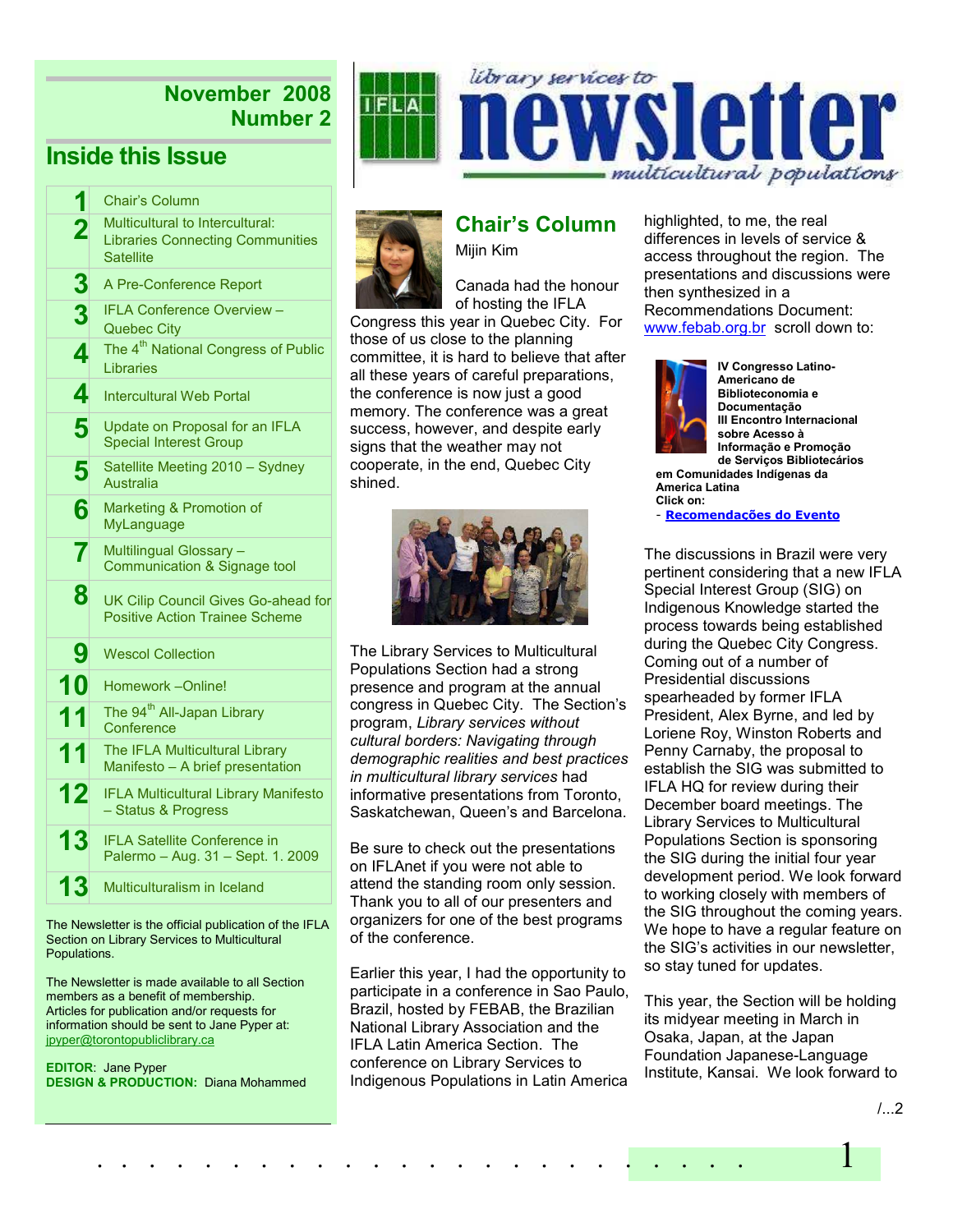**November 2008**
**Number 2**

# library services to newsletter multicultural populations

## Inside this Issue

| | |
|---|---|
| 1 | Chair's Column |
| 2 | Multicultural to Intercultural: Libraries Connecting Communities Satellite |
| 3 | A Pre-Conference Report |
| 3 | IFLA Conference Overview – Quebec City |
| 4 | The 4th National Congress of Public Libraries |
| 4 | Intercultural Web Portal |
| 5 | Update on Proposal for an IFLA Special Interest Group |
| 5 | Satellite Meeting 2010 – Sydney Australia |
| 6 | Marketing & Promotion of MyLanguage |
| 7 | Multilingual Glossary – Communication & Signage tool |
| 8 | UK Cilip Council Gives Go-ahead for Positive Action Trainee Scheme |
| 9 | Wescol Collection |
| 10 | Homework –Online! |
| 11 | The 94th All-Japan Library Conference |
| 11 | The IFLA Multicultural Library Manifesto – A brief presentation |
| 12 | IFLA Multicultural Library Manifesto – Status & Progress |
| 13 | IFLA Satellite Conference in Palermo – Aug. 31 – Sept. 1. 2009 |
| 13 | Multiculturalism in Iceland |

The Newsletter is the official publication of the IFLA Section on Library Services to Multicultural Populations.

The Newsletter is made available to all Section members as a benefit of membership. Articles for publication and/or requests for information should be sent to Jane Pyper at: jpyper@torontopubliclibrary.ca

**EDITOR**: Jane Pyper
**DESIGN & PRODUCTION:** Diana Mohammed

## Chair's Column

Mijin Kim

Canada had the honour of hosting the IFLA Congress this year in Quebec City. For those of us close to the planning committee, it is hard to believe that after all these years of careful preparations, the conference is now just a good memory. The conference was a great success, however, and despite early signs that the weather may not cooperate, in the end, Quebec City shined.

The Library Services to Multicultural Populations Section had a strong presence and program at the annual congress in Quebec City. The Section's program, *Library services without cultural borders: Navigating through demographic realities and best practices in multicultural library services* had informative presentations from Toronto, Saskatchewan, Queen's and Barcelona.

Be sure to check out the presentations on IFLAnet if you were not able to attend the standing room only session. Thank you to all of our presenters and organizers for one of the best programs of the conference.

Earlier this year, I had the opportunity to participate in a conference in Sao Paulo, Brazil, hosted by FEBAB, the Brazilian National Library Association and the IFLA Latin America Section. The conference on Library Services to Indigenous Populations in Latin America highlighted, to me, the real differences in levels of service & access throughout the region. The presentations and discussions were then synthesized in a Recommendations Document: www.febab.org.br scroll down to:

**IV Congresso Latino-Americano de Biblioteconomia e Documentação**
**III Encontro Internacional sobre Acesso à Informação e Promoção de Serviços Bibliotecários em Comunidades Indígenas da America Latina**
**Click on:**
- **Recomendações do Evento**

The discussions in Brazil were very pertinent considering that a new IFLA Special Interest Group (SIG) on Indigenous Knowledge started the process towards being established during the Quebec City Congress. Coming out of a number of Presidential discussions spearheaded by former IFLA President, Alex Byrne, and led by Loriene Roy, Winston Roberts and Penny Carnaby, the proposal to establish the SIG was submitted to IFLA HQ for review during their December board meetings. The Library Services to Multicultural Populations Section is sponsoring the SIG during the initial four year development period. We look forward to working closely with members of the SIG throughout the coming years. We hope to have a regular feature on the SIG's activities in our newsletter, so stay tuned for updates.

This year, the Section will be holding its midyear meeting in March in Osaka, Japan, at the Japan Foundation Japanese-Language Institute, Kansai. We look forward to

/...2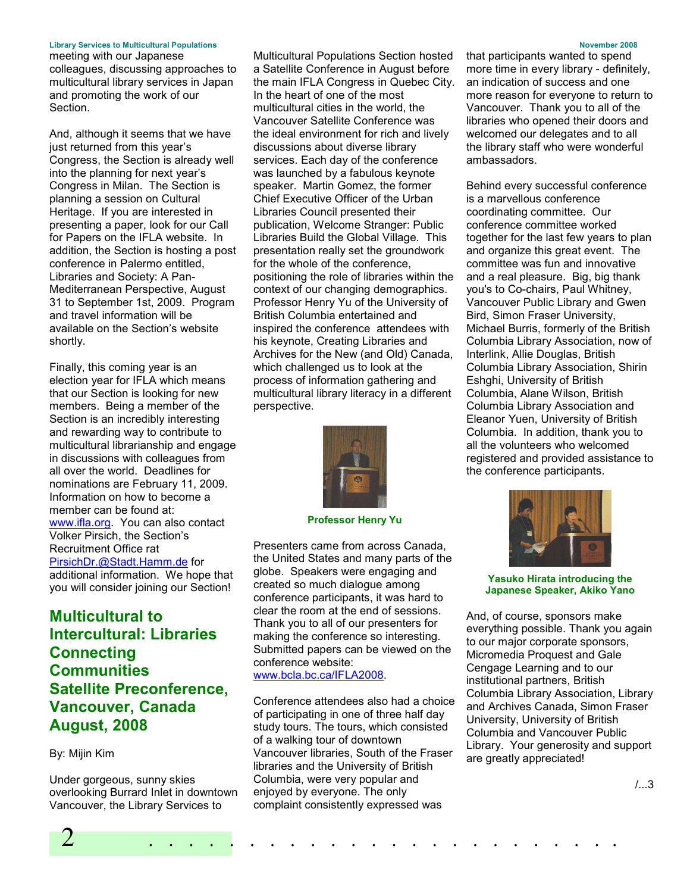meeting with our Japanese colleagues, discussing approaches to multicultural library services in Japan and promoting the work of our Section.

And, although it seems that we have just returned from this year's Congress, the Section is already well into the planning for next year's Congress in Milan. The Section is planning a session on Cultural Heritage. If you are interested in presenting a paper, look for our Call for Papers on the IFLA website. In addition, the Section is hosting a post conference in Palermo entitled, Libraries and Society: A Pan-Mediterranean Perspective, August 31 to September 1st, 2009. Program and travel information will be available on the Section's website shortly.

Finally, this coming year is an election year for IFLA which means that our Section is looking for new members. Being a member of the Section is an incredibly interesting and rewarding way to contribute to multicultural librarianship and engage in discussions with colleagues from all over the world. Deadlines for nominations are February 11, 2009. Information on how to become a member can be found at: www.ifla.org. You can also contact Volker Pirsich, the Section's Recruitment Office rat PirsichDr.@Stadt.Hamm.de for additional information. We hope that you will consider joining our Section!

## Multicultural to Intercultural: Libraries Connecting Communities Satellite Preconference, Vancouver, Canada August, 2008

By: Mijin Kim

Under gorgeous, sunny skies overlooking Burrard Inlet in downtown Vancouver, the Library Services to Multicultural Populations Section hosted a Satellite Conference in August before the main IFLA Congress in Quebec City. In the heart of one of the most multicultural cities in the world, the Vancouver Satellite Conference was the ideal environment for rich and lively discussions about diverse library services. Each day of the conference was launched by a fabulous keynote speaker. Martin Gomez, the former Chief Executive Officer of the Urban Libraries Council presented their publication, Welcome Stranger: Public Libraries Build the Global Village. This presentation really set the groundwork for the whole of the conference, positioning the role of libraries within the context of our changing demographics. Professor Henry Yu of the University of British Columbia entertained and inspired the conference attendees with his keynote, Creating Libraries and Archives for the New (and Old) Canada, which challenged us to look at the process of information gathering and multicultural library literacy in a different perspective.

**Professor Henry Yu**

Presenters came from across Canada, the United States and many parts of the globe. Speakers were engaging and created so much dialogue among conference participants, it was hard to clear the room at the end of sessions. Thank you to all of our presenters for making the conference so interesting. Submitted papers can be viewed on the conference website: www.bcla.bc.ca/IFLA2008.

Conference attendees also had a choice of participating in one of three half day study tours. The tours, which consisted of a walking tour of downtown Vancouver libraries, South of the Fraser libraries and the University of British Columbia, were very popular and enjoyed by everyone. The only complaint consistently expressed was that participants wanted to spend more time in every library - definitely, an indication of success and one more reason for everyone to return to Vancouver. Thank you to all of the libraries who opened their doors and welcomed our delegates and to all the library staff who were wonderful ambassadors.

Behind every successful conference is a marvellous conference coordinating committee. Our conference committee worked together for the last few years to plan and organize this great event. The committee was fun and innovative and a real pleasure. Big, big thank you's to Co-chairs, Paul Whitney, Vancouver Public Library and Gwen Bird, Simon Fraser University, Michael Burris, formerly of the British Columbia Library Association, now of Interlink, Allie Douglas, British Columbia Library Association, Shirin Eshghi, University of British Columbia, Alane Wilson, British Columbia Library Association and Eleanor Yuen, University of British Columbia. In addition, thank you to all the volunteers who welcomed registered and provided assistance to the conference participants.

**Yasuko Hirata introducing the Japanese Speaker, Akiko Yano**

And, of course, sponsors make everything possible. Thank you again to our major corporate sponsors, Micromedia Proquest and Gale Cengage Learning and to our institutional partners, British Columbia Library Association, Library and Archives Canada, Simon Fraser University, University of British Columbia and Vancouver Public Library. Your generosity and support are greatly appreciated!

/...3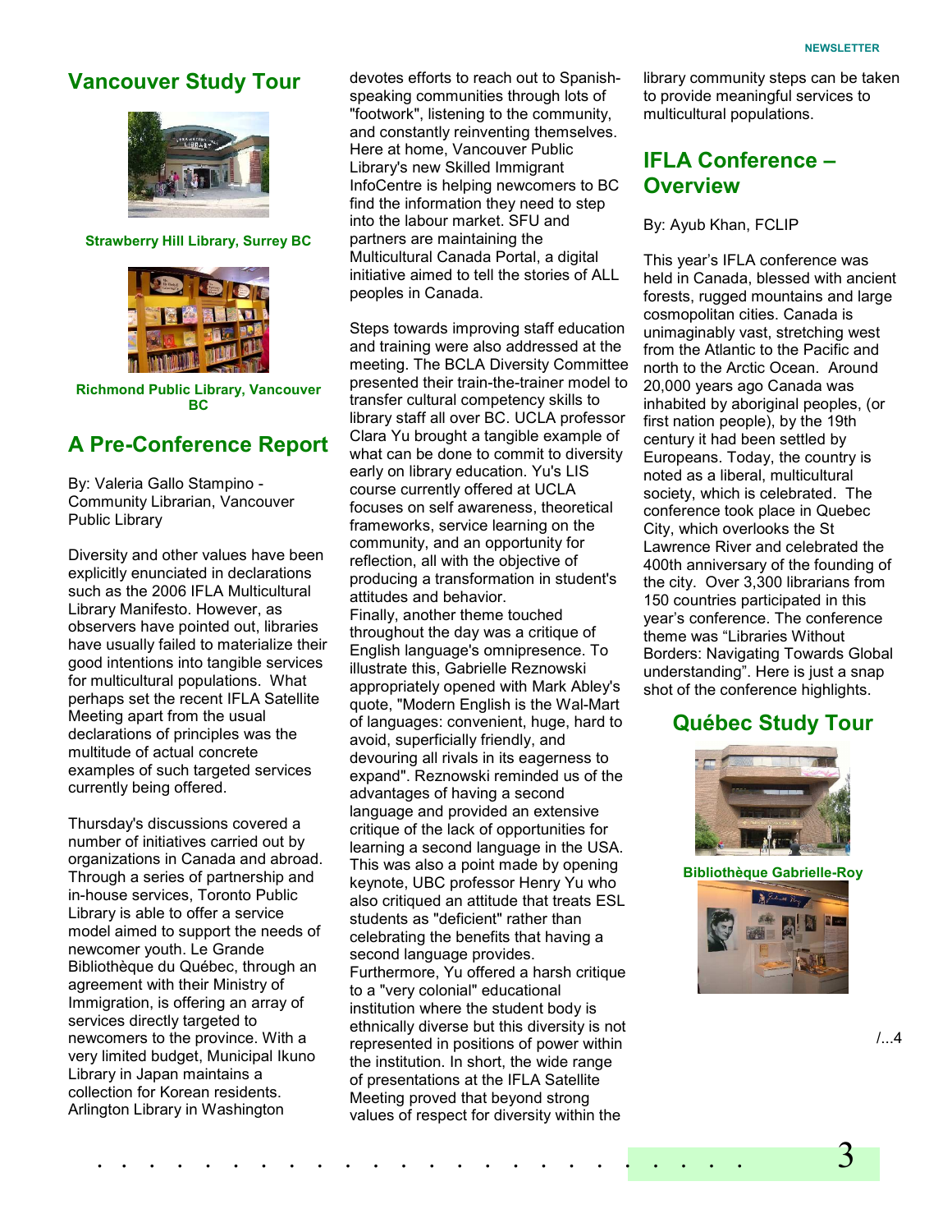## Vancouver Study Tour

**Strawberry Hill Library, Surrey BC**

**Richmond Public Library, Vancouver BC**

## A Pre-Conference Report

By: Valeria Gallo Stampino - Community Librarian, Vancouver Public Library

Diversity and other values have been explicitly enunciated in declarations such as the 2006 IFLA Multicultural Library Manifesto. However, as observers have pointed out, libraries have usually failed to materialize their good intentions into tangible services for multicultural populations. What perhaps set the recent IFLA Satellite Meeting apart from the usual declarations of principles was the multitude of actual concrete examples of such targeted services currently being offered.

Thursday's discussions covered a number of initiatives carried out by organizations in Canada and abroad. Through a series of partnership and in-house services, Toronto Public Library is able to offer a service model aimed to support the needs of newcomer youth. Le Grande Bibliothèque du Québec, through an agreement with their Ministry of Immigration, is offering an array of services directly targeted to newcomers to the province. With a very limited budget, Municipal Ikuno Library in Japan maintains a collection for Korean residents. Arlington Library in Washington devotes efforts to reach out to Spanish-speaking communities through lots of "footwork", listening to the community, and constantly reinventing themselves. Here at home, Vancouver Public Library's new Skilled Immigrant InfoCentre is helping newcomers to BC find the information they need to step into the labour market. SFU and partners are maintaining the Multicultural Canada Portal, a digital initiative aimed to tell the stories of ALL peoples in Canada.

Steps towards improving staff education and training were also addressed at the meeting. The BCLA Diversity Committee presented their train-the-trainer model to transfer cultural competency skills to library staff all over BC. UCLA professor Clara Yu brought a tangible example of what can be done to commit to diversity early on library education. Yu's LIS course currently offered at UCLA focuses on self awareness, theoretical frameworks, service learning on the community, and an opportunity for reflection, all with the objective of producing a transformation in student's attitudes and behavior.

Finally, another theme touched throughout the day was a critique of English language's omnipresence. To illustrate this, Gabrielle Reznowski appropriately opened with Mark Abley's quote, "Modern English is the Wal-Mart of languages: convenient, huge, hard to avoid, superficially friendly, and devouring all rivals in its eagerness to expand". Reznowski reminded us of the advantages of having a second language and provided an extensive critique of the lack of opportunities for learning a second language in the USA. This was also a point made by opening keynote, UBC professor Henry Yu who also critiqued an attitude that treats ESL students as "deficient" rather than celebrating the benefits that having a second language provides. Furthermore, Yu offered a harsh critique to a "very colonial" educational institution where the student body is ethnically diverse but this diversity is not represented in positions of power within the institution. In short, the wide range of presentations at the IFLA Satellite Meeting proved that beyond strong values of respect for diversity within the library community steps can be taken to provide meaningful services to multicultural populations.

## IFLA Conference – Overview

By: Ayub Khan, FCLIP

This year's IFLA conference was held in Canada, blessed with ancient forests, rugged mountains and large cosmopolitan cities. Canada is unimaginably vast, stretching west from the Atlantic to the Pacific and north to the Arctic Ocean. Around 20,000 years ago Canada was inhabited by aboriginal peoples, (or first nation people), by the 19th century it had been settled by Europeans. Today, the country is noted as a liberal, multicultural society, which is celebrated. The conference took place in Quebec City, which overlooks the St Lawrence River and celebrated the 400th anniversary of the founding of the city. Over 3,300 librarians from 150 countries participated in this year's conference. The conference theme was "Libraries Without Borders: Navigating Towards Global understanding". Here is just a snap shot of the conference highlights.

## Québec Study Tour

**Bibliothèque Gabrielle-Roy**

/...4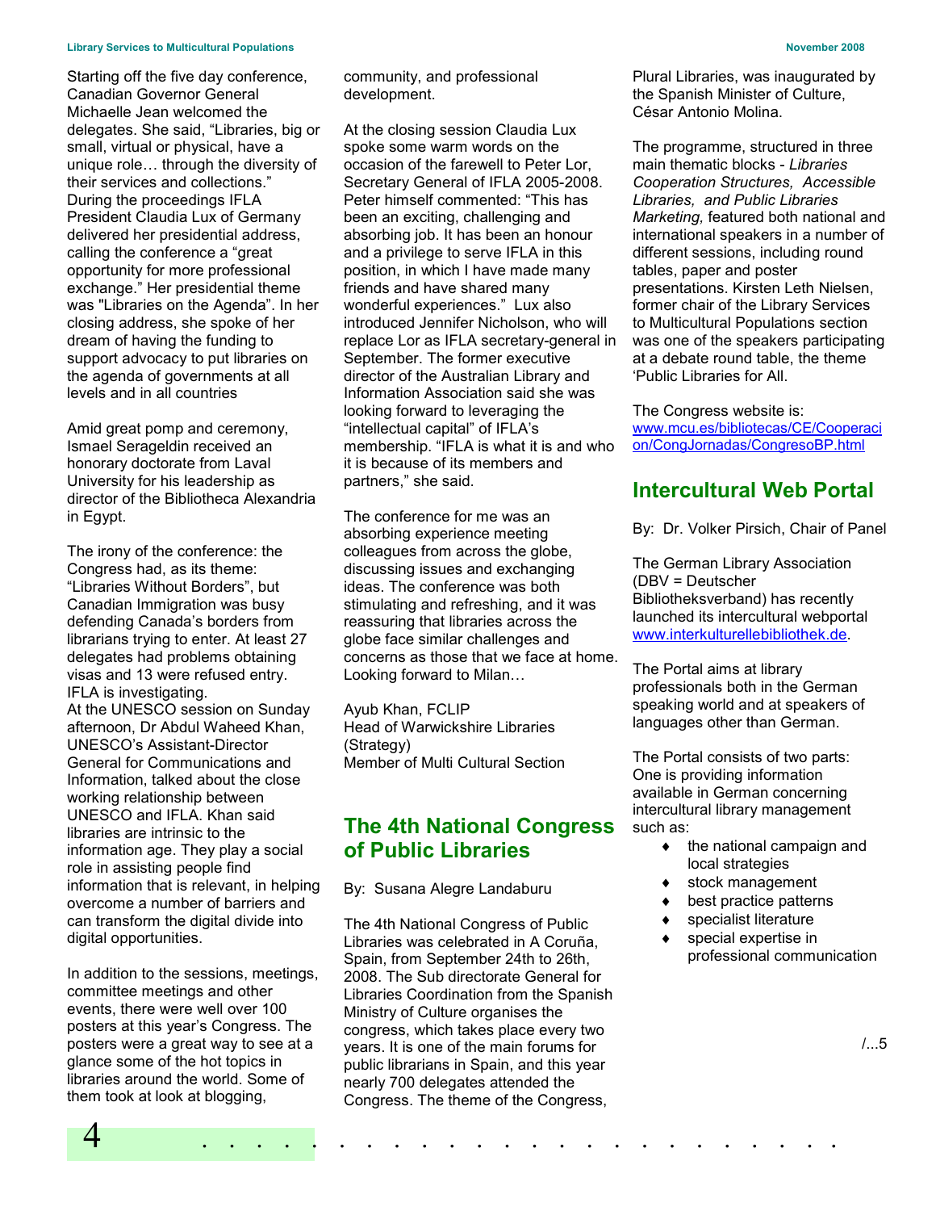Starting off the five day conference, Canadian Governor General Michaelle Jean welcomed the delegates. She said, "Libraries, big or small, virtual or physical, have a unique role… through the diversity of their services and collections." During the proceedings IFLA President Claudia Lux of Germany delivered her presidential address, calling the conference a "great opportunity for more professional exchange." Her presidential theme was "Libraries on the Agenda". In her closing address, she spoke of her dream of having the funding to support advocacy to put libraries on the agenda of governments at all levels and in all countries

Amid great pomp and ceremony, Ismael Serageldin received an honorary doctorate from Laval University for his leadership as director of the Bibliotheca Alexandria in Egypt.

The irony of the conference: the Congress had, as its theme: "Libraries Without Borders", but Canadian Immigration was busy defending Canada's borders from librarians trying to enter. At least 27 delegates had problems obtaining visas and 13 were refused entry. IFLA is investigating.

At the UNESCO session on Sunday afternoon, Dr Abdul Waheed Khan, UNESCO's Assistant-Director General for Communications and Information, talked about the close working relationship between UNESCO and IFLA. Khan said libraries are intrinsic to the information age. They play a social role in assisting people find information that is relevant, in helping overcome a number of barriers and can transform the digital divide into digital opportunities.

In addition to the sessions, meetings, committee meetings and other events, there were well over 100 posters at this year's Congress. The posters were a great way to see at a glance some of the hot topics in libraries around the world. Some of them took at look at blogging, community, and professional development.

At the closing session Claudia Lux spoke some warm words on the occasion of the farewell to Peter Lor, Secretary General of IFLA 2005-2008. Peter himself commented: "This has been an exciting, challenging and absorbing job. It has been an honour and a privilege to serve IFLA in this position, in which I have made many friends and have shared many wonderful experiences." Lux also introduced Jennifer Nicholson, who will replace Lor as IFLA secretary-general in September. The former executive director of the Australian Library and Information Association said she was looking forward to leveraging the "intellectual capital" of IFLA's membership. "IFLA is what it is and who it is because of its members and partners," she said.

The conference for me was an absorbing experience meeting colleagues from across the globe, discussing issues and exchanging ideas. The conference was both stimulating and refreshing, and it was reassuring that libraries across the globe face similar challenges and concerns as those that we face at home. Looking forward to Milan…

Ayub Khan, FCLIP
Head of Warwickshire Libraries (Strategy)
Member of Multi Cultural Section

## The 4th National Congress of Public Libraries

By: Susana Alegre Landaburu

The 4th National Congress of Public Libraries was celebrated in A Coruña, Spain, from September 24th to 26th, 2008. The Sub directorate General for Libraries Coordination from the Spanish Ministry of Culture organises the congress, which takes place every two years. It is one of the main forums for public librarians in Spain, and this year nearly 700 delegates attended the Congress. The theme of the Congress, Plural Libraries, was inaugurated by the Spanish Minister of Culture, César Antonio Molina.

The programme, structured in three main thematic blocks - *Libraries Cooperation Structures, Accessible Libraries, and Public Libraries Marketing,* featured both national and international speakers in a number of different sessions, including round tables, paper and poster presentations. Kirsten Leth Nielsen, former chair of the Library Services to Multicultural Populations section was one of the speakers participating at a debate round table, the theme 'Public Libraries for All.

The Congress website is: www.mcu.es/bibliotecas/CE/Cooperacion/CongJornadas/CongresoBP.html

## Intercultural Web Portal

By: Dr. Volker Pirsich, Chair of Panel

The German Library Association (DBV = Deutscher Bibliotheksverband) has recently launched its intercultural webportal www.interkulturellebibliothek.de.

The Portal aims at library professionals both in the German speaking world and at speakers of languages other than German.

The Portal consists of two parts: One is providing information available in German concerning intercultural library management such as:

- the national campaign and local strategies
- stock management
- best practice patterns
- specialist literature
- special expertise in professional communication

/...5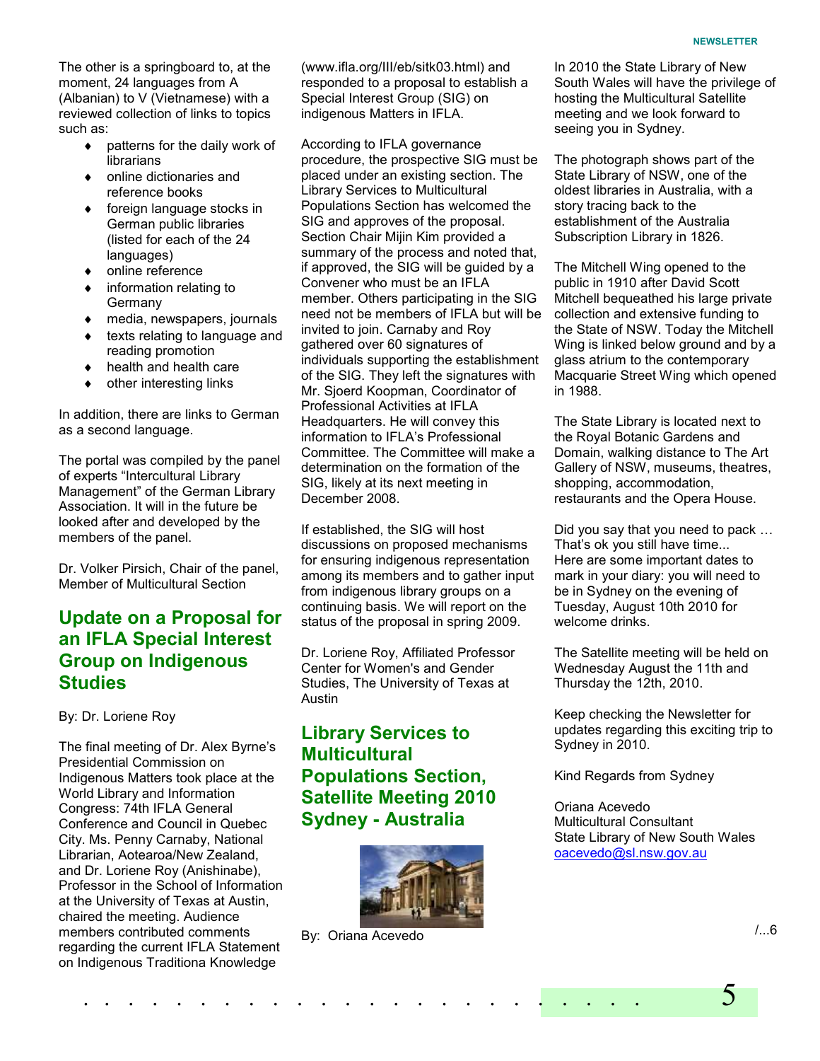The other is a springboard to, at the moment, 24 languages from A (Albanian) to V (Vietnamese) with a reviewed collection of links to topics such as:

- patterns for the daily work of librarians
- online dictionaries and reference books
- foreign language stocks in German public libraries (listed for each of the 24 languages)
- online reference
- information relating to Germany
- media, newspapers, journals
- texts relating to language and reading promotion
- health and health care
- other interesting links

In addition, there are links to German as a second language.

The portal was compiled by the panel of experts "Intercultural Library Management" of the German Library Association. It will in the future be looked after and developed by the members of the panel.

Dr. Volker Pirsich, Chair of the panel, Member of Multicultural Section

## Update on a Proposal for an IFLA Special Interest Group on Indigenous Studies

By: Dr. Loriene Roy

The final meeting of Dr. Alex Byrne's Presidential Commission on Indigenous Matters took place at the World Library and Information Congress: 74th IFLA General Conference and Council in Quebec City. Ms. Penny Carnaby, National Librarian, Aotearoa/New Zealand, and Dr. Loriene Roy (Anishinabe), Professor in the School of Information at the University of Texas at Austin, chaired the meeting. Audience members contributed comments regarding the current IFLA Statement on Indigenous Traditiona Knowledge (www.ifla.org/III/eb/sitk03.html) and responded to a proposal to establish a Special Interest Group (SIG) on indigenous Matters in IFLA.

According to IFLA governance procedure, the prospective SIG must be placed under an existing section. The Library Services to Multicultural Populations Section has welcomed the SIG and approves of the proposal. Section Chair Mijin Kim provided a summary of the process and noted that, if approved, the SIG will be guided by a Convener who must be an IFLA member. Others participating in the SIG need not be members of IFLA but will be invited to join. Carnaby and Roy gathered over 60 signatures of individuals supporting the establishment of the SIG. They left the signatures with Mr. Sjoerd Koopman, Coordinator of Professional Activities at IFLA Headquarters. He will convey this information to IFLA's Professional Committee. The Committee will make a determination on the formation of the SIG, likely at its next meeting in December 2008.

If established, the SIG will host discussions on proposed mechanisms for ensuring indigenous representation among its members and to gather input from indigenous library groups on a continuing basis. We will report on the status of the proposal in spring 2009.

Dr. Loriene Roy, Affiliated Professor Center for Women's and Gender Studies, The University of Texas at Austin

## Library Services to Multicultural Populations Section, Satellite Meeting 2010 Sydney - Australia

By: Oriana Acevedo

In 2010 the State Library of New South Wales will have the privilege of hosting the Multicultural Satellite meeting and we look forward to seeing you in Sydney.

The photograph shows part of the State Library of NSW, one of the oldest libraries in Australia, with a story tracing back to the establishment of the Australia Subscription Library in 1826.

The Mitchell Wing opened to the public in 1910 after David Scott Mitchell bequeathed his large private collection and extensive funding to the State of NSW. Today the Mitchell Wing is linked below ground and by a glass atrium to the contemporary Macquarie Street Wing which opened in 1988.

The State Library is located next to the Royal Botanic Gardens and Domain, walking distance to The Art Gallery of NSW, museums, theatres, shopping, accommodation, restaurants and the Opera House.

Did you say that you need to pack … That's ok you still have time... Here are some important dates to mark in your diary: you will need to be in Sydney on the evening of Tuesday, August 10th 2010 for welcome drinks.

The Satellite meeting will be held on Wednesday August the 11th and Thursday the 12th, 2010.

Keep checking the Newsletter for updates regarding this exciting trip to Sydney in 2010.

Kind Regards from Sydney

Oriana Acevedo
Multicultural Consultant
State Library of New South Wales
oacevedo@sl.nsw.gov.au

/...6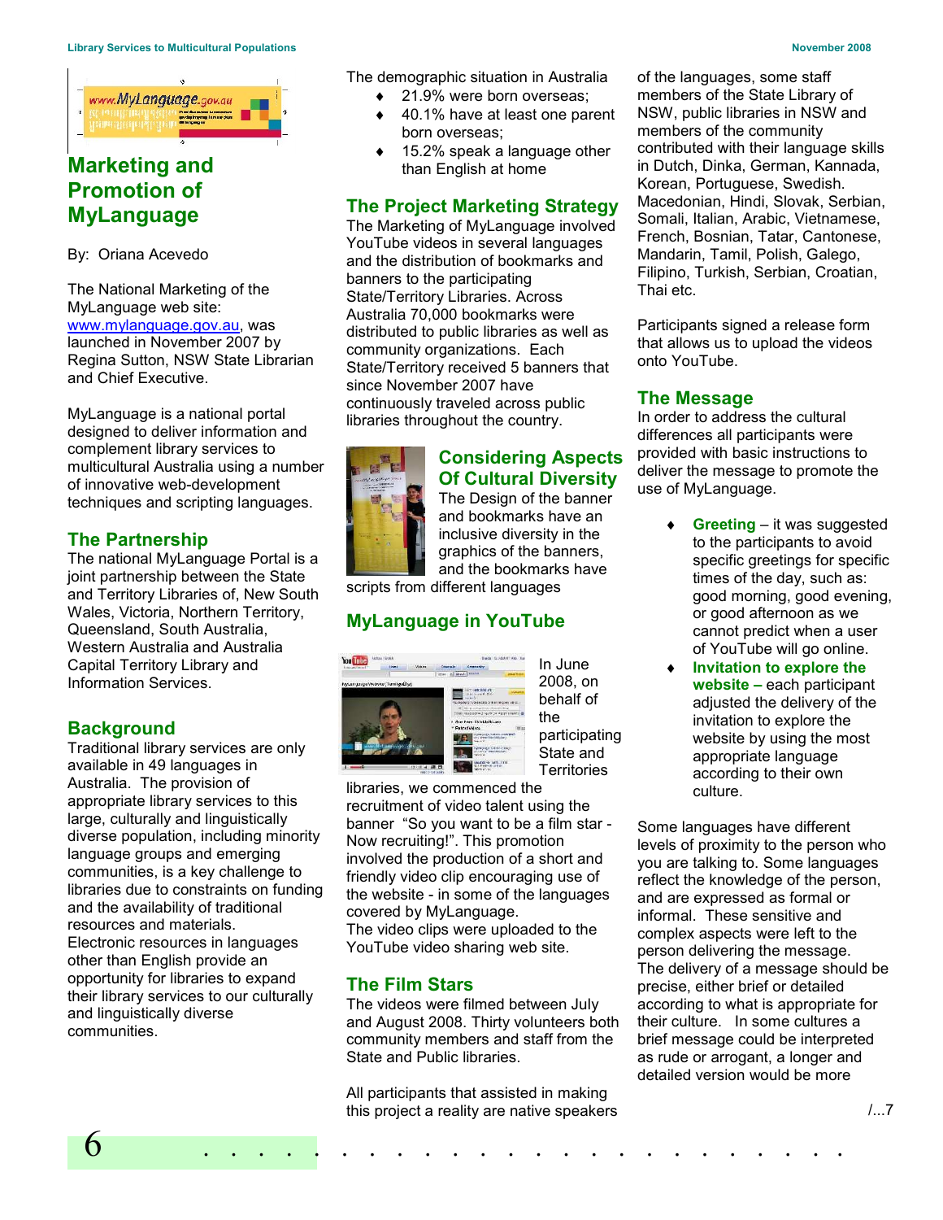# Marketing and Promotion of MyLanguage

By: Oriana Acevedo

The National Marketing of the MyLanguage web site: www.mylanguage.gov.au, was launched in November 2007 by Regina Sutton, NSW State Librarian and Chief Executive.

MyLanguage is a national portal designed to deliver information and complement library services to multicultural Australia using a number of innovative web-development techniques and scripting languages.

## The Partnership

The national MyLanguage Portal is a joint partnership between the State and Territory Libraries of, New South Wales, Victoria, Northern Territory, Queensland, South Australia, Western Australia and Australia Capital Territory Library and Information Services.

## Background

Traditional library services are only available in 49 languages in Australia. The provision of appropriate library services to this large, culturally and linguistically diverse population, including minority language groups and emerging communities, is a key challenge to libraries due to constraints on funding and the availability of traditional resources and materials.
Electronic resources in languages other than English provide an opportunity for libraries to expand their library services to our culturally and linguistically diverse communities.

The demographic situation in Australia

- 21.9% were born overseas;
- 40.1% have at least one parent born overseas;
- 15.2% speak a language other than English at home

## The Project Marketing Strategy

The Marketing of MyLanguage involved YouTube videos in several languages and the distribution of bookmarks and banners to the participating State/Territory Libraries. Across Australia 70,000 bookmarks were distributed to public libraries as well as community organizations. Each State/Territory received 5 banners that since November 2007 have continuously traveled across public libraries throughout the country.

## Considering Aspects Of Cultural Diversity

The Design of the banner and bookmarks have an inclusive diversity in the graphics of the banners, and the bookmarks have scripts from different languages

## MyLanguage in YouTube

In June 2008, on behalf of the participating State and Territories libraries, we commenced the recruitment of video talent using the banner "So you want to be a film star - Now recruiting!". This promotion involved the production of a short and friendly video clip encouraging use of the website - in some of the languages covered by MyLanguage.
The video clips were uploaded to the YouTube video sharing web site.

## The Film Stars

The videos were filmed between July and August 2008. Thirty volunteers both community members and staff from the State and Public libraries.

All participants that assisted in making this project a reality are native speakers of the languages, some staff members of the State Library of NSW, public libraries in NSW and members of the community contributed with their language skills in Dutch, Dinka, German, Kannada, Korean, Portuguese, Swedish. Macedonian, Hindi, Slovak, Serbian, Somali, Italian, Arabic, Vietnamese, French, Bosnian, Tatar, Cantonese, Mandarin, Tamil, Polish, Galego, Filipino, Turkish, Serbian, Croatian, Thai etc.

Participants signed a release form that allows us to upload the videos onto YouTube.

## The Message

In order to address the cultural differences all participants were provided with basic instructions to deliver the message to promote the use of MyLanguage.

- **Greeting** – it was suggested to the participants to avoid specific greetings for specific times of the day, such as: good morning, good evening, or good afternoon as we cannot predict when a user of YouTube will go online.
- **Invitation to explore the website –** each participant adjusted the delivery of the invitation to explore the website by using the most appropriate language according to their own culture.

Some languages have different levels of proximity to the person who you are talking to. Some languages reflect the knowledge of the person, and are expressed as formal or informal. These sensitive and complex aspects were left to the person delivering the message.
The delivery of a message should be precise, either brief or detailed according to what is appropriate for their culture. In some cultures a brief message could be interpreted as rude or arrogant, a longer and detailed version would be more

/...7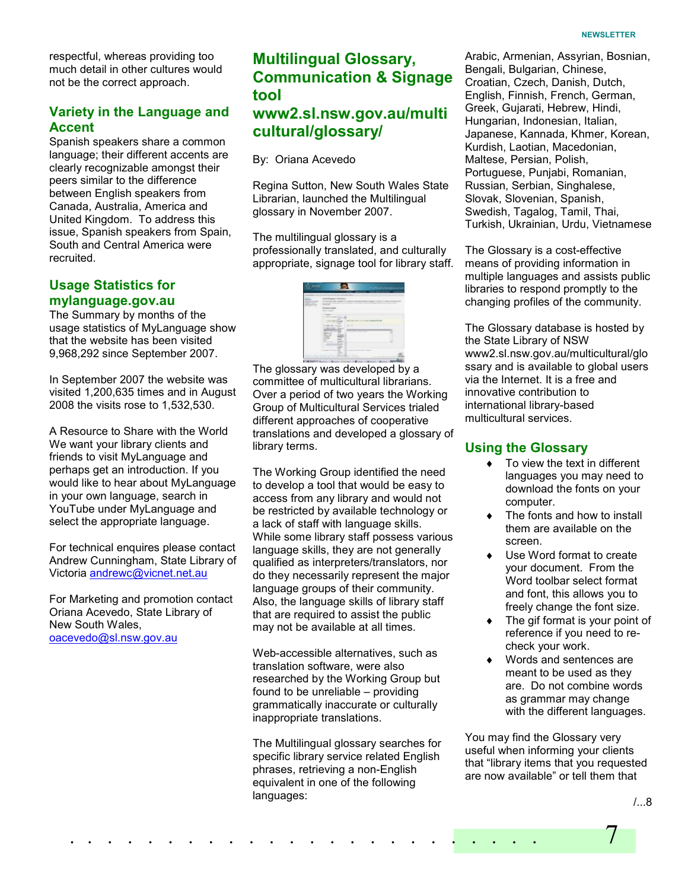respectful, whereas providing too much detail in other cultures would not be the correct approach.

## Variety in the Language and Accent

Spanish speakers share a common language; their different accents are clearly recognizable amongst their peers similar to the difference between English speakers from Canada, Australia, America and United Kingdom. To address this issue, Spanish speakers from Spain, South and Central America were recruited.

## Usage Statistics for mylanguage.gov.au

The Summary by months of the usage statistics of MyLanguage show that the website has been visited 9,968,292 since September 2007.

In September 2007 the website was visited 1,200,635 times and in August 2008 the visits rose to 1,532,530.

A Resource to Share with the World

We want your library clients and friends to visit MyLanguage and perhaps get an introduction. If you would like to hear about MyLanguage in your own language, search in YouTube under MyLanguage and select the appropriate language.

For technical enquires please contact Andrew Cunningham, State Library of Victoria andrewc@vicnet.net.au

For Marketing and promotion contact Oriana Acevedo, State Library of New South Wales, oacevedo@sl.nsw.gov.au

## Multilingual Glossary, Communication & Signage tool www2.sl.nsw.gov.au/multicultural/glossary/

By: Oriana Acevedo

Regina Sutton, New South Wales State Librarian, launched the Multilingual glossary in November 2007.

The multilingual glossary is a professionally translated, and culturally appropriate, signage tool for library staff.

The glossary was developed by a committee of multicultural librarians. Over a period of two years the Working Group of Multicultural Services trialed different approaches of cooperative translations and developed a glossary of library terms.

The Working Group identified the need to develop a tool that would be easy to access from any library and would not be restricted by available technology or a lack of staff with language skills. While some library staff possess various language skills, they are not generally qualified as interpreters/translators, nor do they necessarily represent the major language groups of their community. Also, the language skills of library staff that are required to assist the public may not be available at all times.

Web-accessible alternatives, such as translation software, were also researched by the Working Group but found to be unreliable – providing grammatically inaccurate or culturally inappropriate translations.

The Multilingual glossary searches for specific library service related English phrases, retrieving a non-English equivalent in one of the following languages:

Arabic, Armenian, Assyrian, Bosnian, Bengali, Bulgarian, Chinese, Croatian, Czech, Danish, Dutch, English, Finnish, French, German, Greek, Gujarati, Hebrew, Hindi, Hungarian, Indonesian, Italian, Japanese, Kannada, Khmer, Korean, Kurdish, Laotian, Macedonian, Maltese, Persian, Polish, Portuguese, Punjabi, Romanian, Russian, Serbian, Singhalese, Slovak, Slovenian, Spanish, Swedish, Tagalog, Tamil, Thai, Turkish, Ukrainian, Urdu, Vietnamese

The Glossary is a cost-effective means of providing information in multiple languages and assists public libraries to respond promptly to the changing profiles of the community.

The Glossary database is hosted by the State Library of NSW www2.sl.nsw.gov.au/multicultural/glossary and is available to global users via the Internet. It is a free and innovative contribution to international library-based multicultural services.

## Using the Glossary

- To view the text in different languages you may need to download the fonts on your computer.
- The fonts and how to install them are available on the screen.
- Use Word format to create your document. From the Word toolbar select format and font, this allows you to freely change the font size.
- The gif format is your point of reference if you need to re-check your work.
- Words and sentences are meant to be used as they are. Do not combine words as grammar may change with the different languages.

You may find the Glossary very useful when informing your clients that "library items that you requested are now available" or tell them that

/...8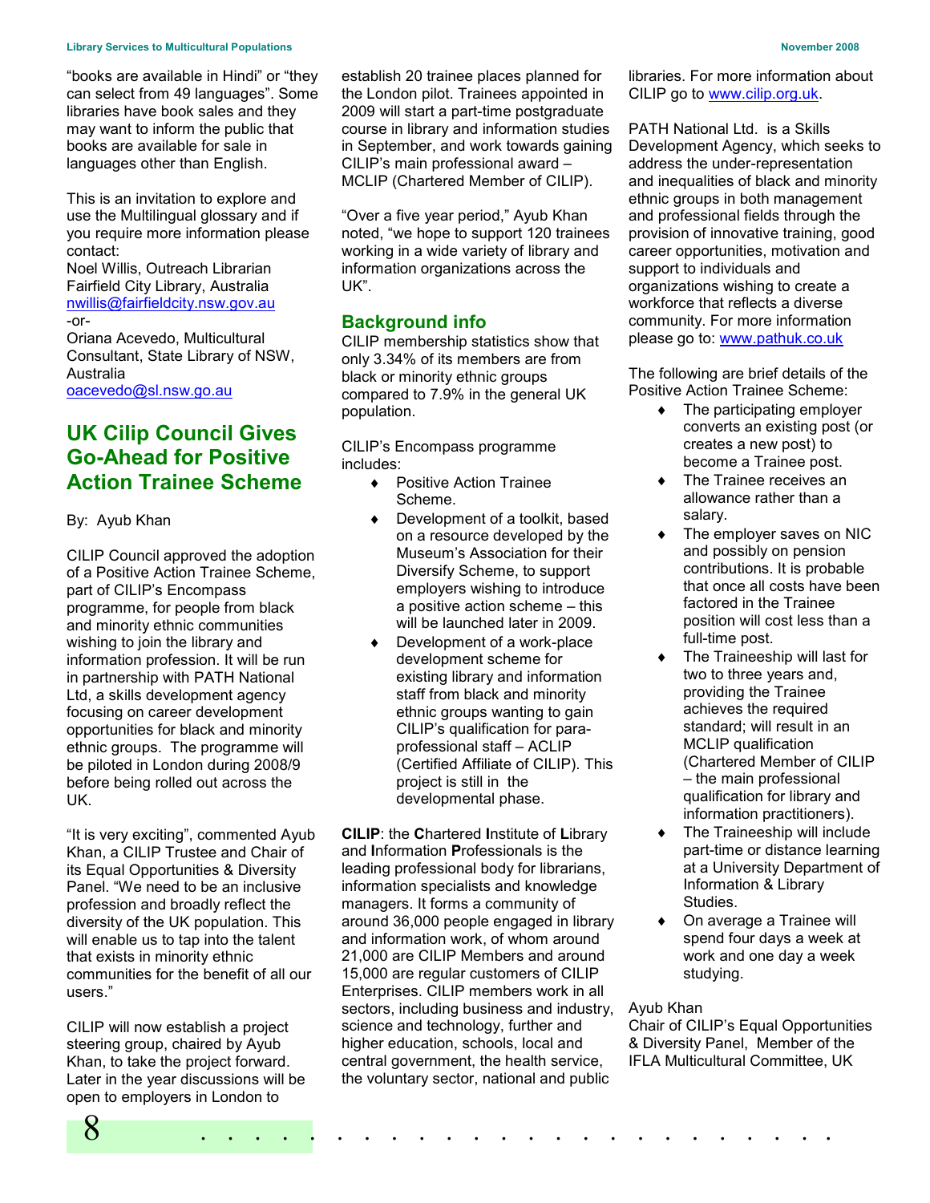"books are available in Hindi" or "they can select from 49 languages". Some libraries have book sales and they may want to inform the public that books are available for sale in languages other than English.

This is an invitation to explore and use the Multilingual glossary and if you require more information please contact:
Noel Willis, Outreach Librarian
Fairfield City Library, Australia
nwillis@fairfieldcity.nsw.gov.au
-or-
Oriana Acevedo, Multicultural Consultant, State Library of NSW, Australia
oacevedo@sl.nsw.go.au

## UK Cilip Council Gives Go-Ahead for Positive Action Trainee Scheme

By: Ayub Khan

CILIP Council approved the adoption of a Positive Action Trainee Scheme, part of CILIP's Encompass programme, for people from black and minority ethnic communities wishing to join the library and information profession. It will be run in partnership with PATH National Ltd, a skills development agency focusing on career development opportunities for black and minority ethnic groups. The programme will be piloted in London during 2008/9 before being rolled out across the UK.

"It is very exciting", commented Ayub Khan, a CILIP Trustee and Chair of its Equal Opportunities & Diversity Panel. "We need to be an inclusive profession and broadly reflect the diversity of the UK population. This will enable us to tap into the talent that exists in minority ethnic communities for the benefit of all our users."

CILIP will now establish a project steering group, chaired by Ayub Khan, to take the project forward. Later in the year discussions will be open to employers in London to establish 20 trainee places planned for the London pilot. Trainees appointed in 2009 will start a part-time postgraduate course in library and information studies in September, and work towards gaining CILIP's main professional award – MCLIP (Chartered Member of CILIP).

"Over a five year period," Ayub Khan noted, "we hope to support 120 trainees working in a wide variety of library and information organizations across the UK".

### Background info

CILIP membership statistics show that only 3.34% of its members are from black or minority ethnic groups compared to 7.9% in the general UK population.

CILIP's Encompass programme includes:

- Positive Action Trainee Scheme.
- Development of a toolkit, based on a resource developed by the Museum's Association for their Diversify Scheme, to support employers wishing to introduce a positive action scheme – this will be launched later in 2009.
- Development of a work-place development scheme for existing library and information staff from black and minority ethnic groups wanting to gain CILIP's qualification for para-professional staff – ACLIP (Certified Affiliate of CILIP). This project is still in the developmental phase.

**CILIP**: the **C**hartered **I**nstitute of **L**ibrary and **I**nformation **P**rofessionals is the leading professional body for librarians, information specialists and knowledge managers. It forms a community of around 36,000 people engaged in library and information work, of whom around 21,000 are CILIP Members and around 15,000 are regular customers of CILIP Enterprises. CILIP members work in all sectors, including business and industry, science and technology, further and higher education, schools, local and central government, the health service, the voluntary sector, national and public libraries. For more information about CILIP go to www.cilip.org.uk.

PATH National Ltd. is a Skills Development Agency, which seeks to address the under-representation and inequalities of black and minority ethnic groups in both management and professional fields through the provision of innovative training, good career opportunities, motivation and support to individuals and organizations wishing to create a workforce that reflects a diverse community. For more information please go to: www.pathuk.co.uk

The following are brief details of the Positive Action Trainee Scheme:

- The participating employer converts an existing post (or creates a new post) to become a Trainee post.
- The Trainee receives an allowance rather than a salary.
- The employer saves on NIC and possibly on pension contributions. It is probable that once all costs have been factored in the Trainee position will cost less than a full-time post.
- The Traineeship will last for two to three years and, providing the Trainee achieves the required standard; will result in an MCLIP qualification (Chartered Member of CILIP – the main professional qualification for library and information practitioners).
- The Traineeship will include part-time or distance learning at a University Department of Information & Library Studies.
- On average a Trainee will spend four days a week at work and one day a week studying.

Ayub Khan
Chair of CILIP's Equal Opportunities & Diversity Panel, Member of the IFLA Multicultural Committee, UK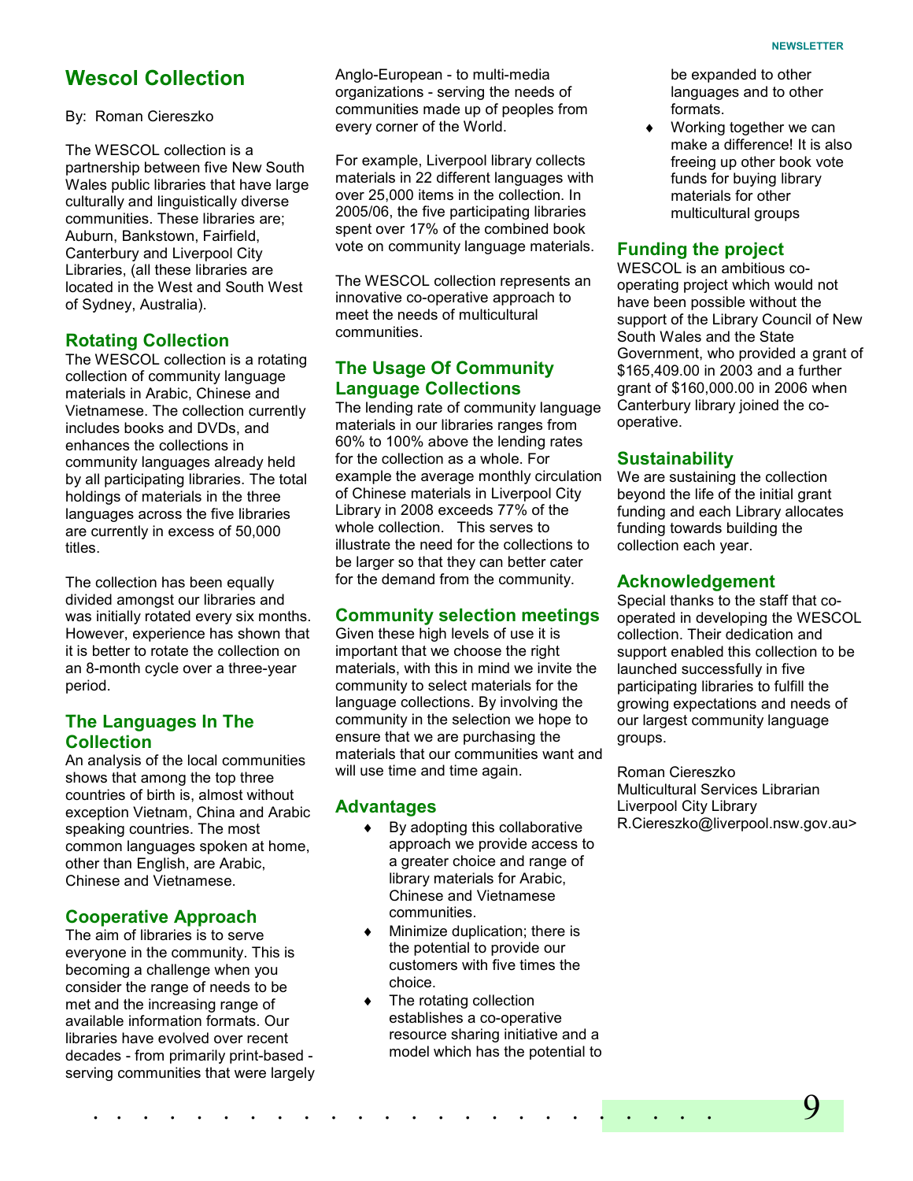# Wescol Collection

By: Roman Ciereszko

The WESCOL collection is a partnership between five New South Wales public libraries that have large culturally and linguistically diverse communities. These libraries are; Auburn, Bankstown, Fairfield, Canterbury and Liverpool City Libraries, (all these libraries are located in the West and South West of Sydney, Australia).

## Rotating Collection

The WESCOL collection is a rotating collection of community language materials in Arabic, Chinese and Vietnamese. The collection currently includes books and DVDs, and enhances the collections in community languages already held by all participating libraries. The total holdings of materials in the three languages across the five libraries are currently in excess of 50,000 titles.

The collection has been equally divided amongst our libraries and was initially rotated every six months. However, experience has shown that it is better to rotate the collection on an 8-month cycle over a three-year period.

## The Languages In The Collection

An analysis of the local communities shows that among the top three countries of birth is, almost without exception Vietnam, China and Arabic speaking countries. The most common languages spoken at home, other than English, are Arabic, Chinese and Vietnamese.

## Cooperative Approach

The aim of libraries is to serve everyone in the community. This is becoming a challenge when you consider the range of needs to be met and the increasing range of available information formats. Our libraries have evolved over recent decades - from primarily print-based - serving communities that were largely Anglo-European - to multi-media organizations - serving the needs of communities made up of peoples from every corner of the World.

For example, Liverpool library collects materials in 22 different languages with over 25,000 items in the collection. In 2005/06, the five participating libraries spent over 17% of the combined book vote on community language materials.

The WESCOL collection represents an innovative co-operative approach to meet the needs of multicultural communities.

## The Usage Of Community Language Collections

The lending rate of community language materials in our libraries ranges from 60% to 100% above the lending rates for the collection as a whole. For example the average monthly circulation of Chinese materials in Liverpool City Library in 2008 exceeds 77% of the whole collection. This serves to illustrate the need for the collections to be larger so that they can better cater for the demand from the community.

## Community selection meetings

Given these high levels of use it is important that we choose the right materials, with this in mind we invite the community to select materials for the language collections. By involving the community in the selection we hope to ensure that we are purchasing the materials that our communities want and will use time and time again.

## Advantages

- By adopting this collaborative approach we provide access to a greater choice and range of library materials for Arabic, Chinese and Vietnamese communities.
- Minimize duplication; there is the potential to provide our customers with five times the choice.
- The rotating collection establishes a co-operative resource sharing initiative and a model which has the potential to be expanded to other languages and to other formats.
- Working together we can make a difference! It is also freeing up other book vote funds for buying library materials for other multicultural groups

## Funding the project

WESCOL is an ambitious co-operating project which would not have been possible without the support of the Library Council of New South Wales and the State Government, who provided a grant of $165,409.00 in 2003 and a further grant of $160,000.00 in 2006 when Canterbury library joined the co-operative.

## Sustainability

We are sustaining the collection beyond the life of the initial grant funding and each Library allocates funding towards building the collection each year.

## Acknowledgement

Special thanks to the staff that co-operated in developing the WESCOL collection. Their dedication and support enabled this collection to be launched successfully in five participating libraries to fulfill the growing expectations and needs of our largest community language groups.

Roman Ciereszko
Multicultural Services Librarian
Liverpool City Library
R.Ciereszko@liverpool.nsw.gov.au>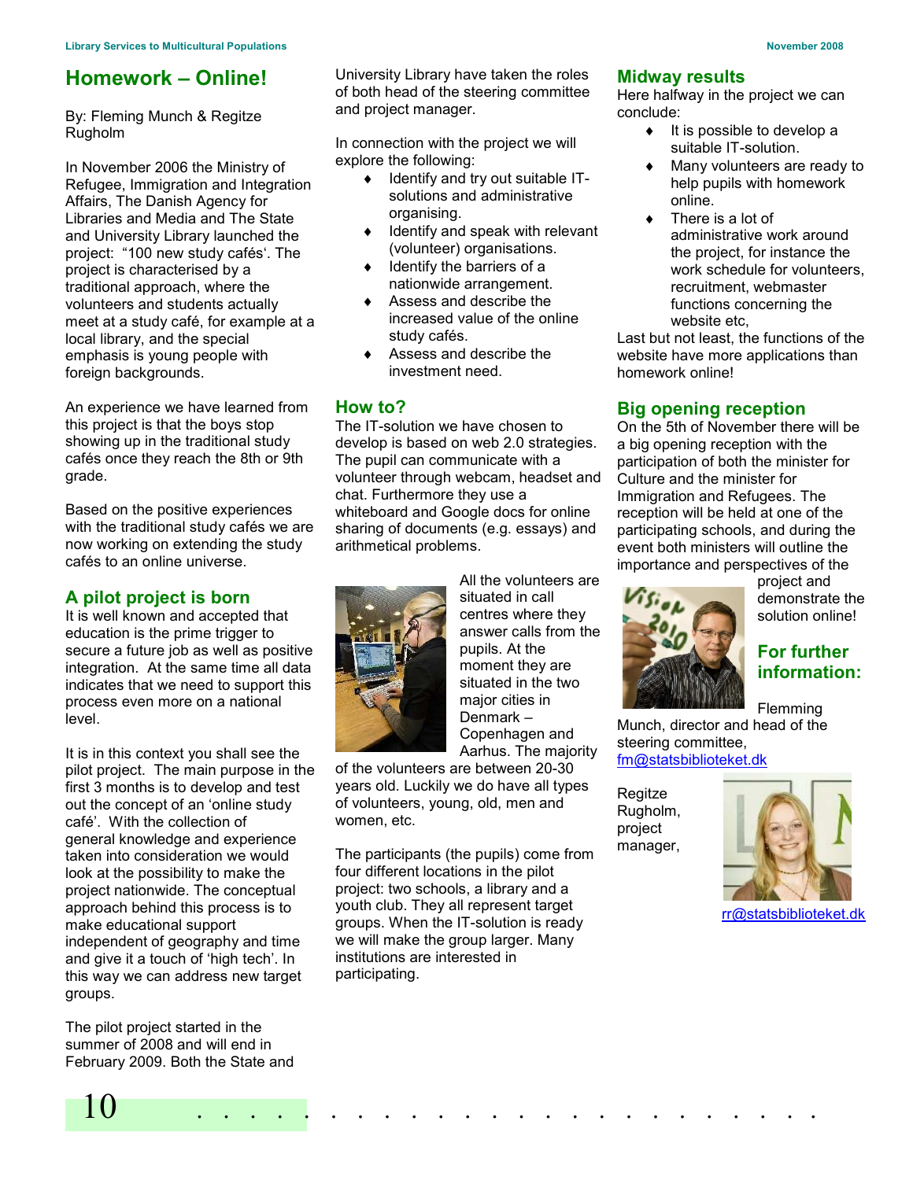# Homework – Online!

By: Fleming Munch & Regitze Rugholm

In November 2006 the Ministry of Refugee, Immigration and Integration Affairs, The Danish Agency for Libraries and Media and The State and University Library launched the project: "100 new study cafés'. The project is characterised by a traditional approach, where the volunteers and students actually meet at a study café, for example at a local library, and the special emphasis is young people with foreign backgrounds.

An experience we have learned from this project is that the boys stop showing up in the traditional study cafés once they reach the 8th or 9th grade.

Based on the positive experiences with the traditional study cafés we are now working on extending the study cafés to an online universe.

## A pilot project is born

It is well known and accepted that education is the prime trigger to secure a future job as well as positive integration. At the same time all data indicates that we need to support this process even more on a national level.

It is in this context you shall see the pilot project. The main purpose in the first 3 months is to develop and test out the concept of an 'online study café'. With the collection of general knowledge and experience taken into consideration we would look at the possibility to make the project nationwide. The conceptual approach behind this process is to make educational support independent of geography and time and give it a touch of 'high tech'. In this way we can address new target groups.

The pilot project started in the summer of 2008 and will end in February 2009. Both the State and University Library have taken the roles of both head of the steering committee and project manager.

In connection with the project we will explore the following:

- Identify and try out suitable IT-solutions and administrative organising.
- Identify and speak with relevant (volunteer) organisations.
- Identify the barriers of a nationwide arrangement.
- Assess and describe the increased value of the online study cafés.
- Assess and describe the investment need.

## How to?

The IT-solution we have chosen to develop is based on web 2.0 strategies. The pupil can communicate with a volunteer through webcam, headset and chat. Furthermore they use a whiteboard and Google docs for online sharing of documents (e.g. essays) and arithmetical problems.

All the volunteers are situated in call centres where they answer calls from the pupils. At the moment they are situated in the two major cities in Denmark – Copenhagen and Aarhus. The majority of the volunteers are between 20-30 years old. Luckily we do have all types of volunteers, young, old, men and women, etc.

The participants (the pupils) come from four different locations in the pilot project: two schools, a library and a youth club. They all represent target groups. When the IT-solution is ready we will make the group larger. Many institutions are interested in participating.

## Midway results

Here halfway in the project we can conclude:

- It is possible to develop a suitable IT-solution.
- Many volunteers are ready to help pupils with homework online.
- There is a lot of administrative work around the project, for instance the work schedule for volunteers, recruitment, webmaster functions concerning the website etc,

Last but not least, the functions of the website have more applications than homework online!

## Big opening reception

On the 5th of November there will be a big opening reception with the participation of both the minister for Culture and the minister for Immigration and Refugees. The reception will be held at one of the participating schools, and during the event both ministers will outline the importance and perspectives of the project and demonstrate the solution online!

## For further information:

Flemming Munch, director and head of the steering committee, fm@statsbiblioteket.dk

Regitze Rugholm, project manager, rr@statsbiblioteket.dk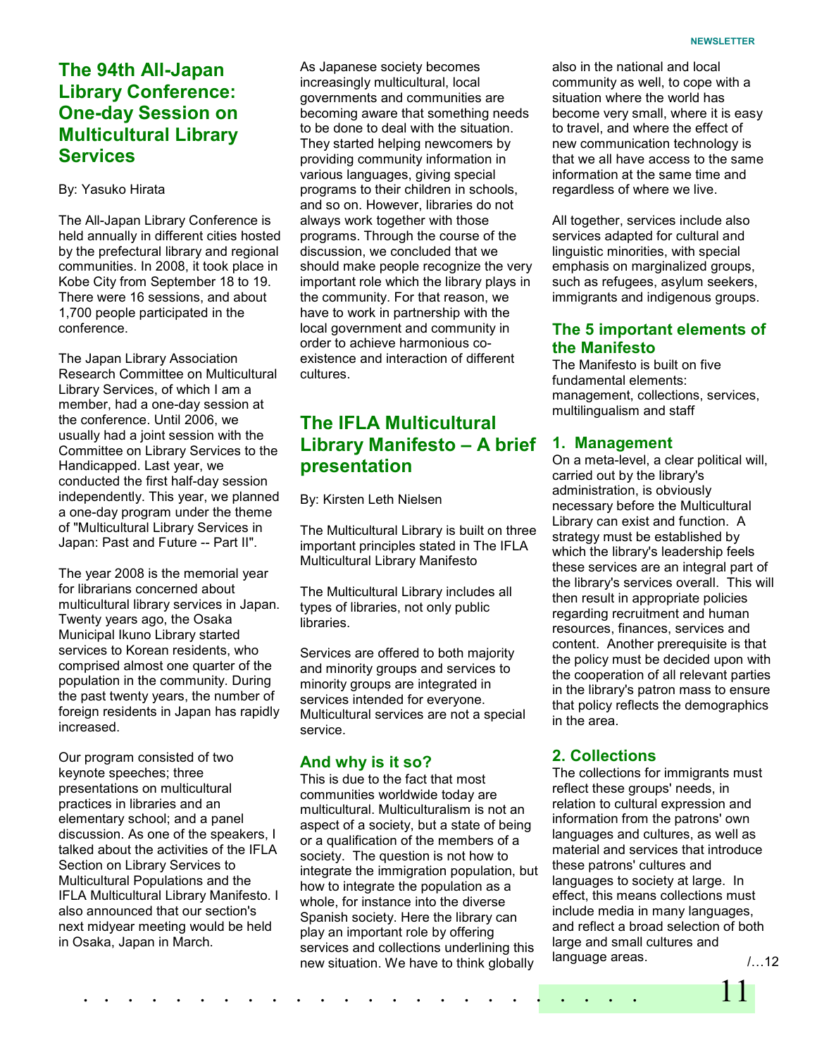## The 94th All-Japan Library Conference: One-day Session on Multicultural Library Services

By: Yasuko Hirata

The All-Japan Library Conference is held annually in different cities hosted by the prefectural library and regional communities. In 2008, it took place in Kobe City from September 18 to 19. There were 16 sessions, and about 1,700 people participated in the conference.

The Japan Library Association Research Committee on Multicultural Library Services, of which I am a member, had a one-day session at the conference. Until 2006, we usually had a joint session with the Committee on Library Services to the Handicapped. Last year, we conducted the first half-day session independently. This year, we planned a one-day program under the theme of "Multicultural Library Services in Japan: Past and Future -- Part II".

The year 2008 is the memorial year for librarians concerned about multicultural library services in Japan. Twenty years ago, the Osaka Municipal Ikuno Library started services to Korean residents, who comprised almost one quarter of the population in the community. During the past twenty years, the number of foreign residents in Japan has rapidly increased.

Our program consisted of two keynote speeches; three presentations on multicultural practices in libraries and an elementary school; and a panel discussion. As one of the speakers, I talked about the activities of the IFLA Section on Library Services to Multicultural Populations and the IFLA Multicultural Library Manifesto. I also announced that our section's next midyear meeting would be held in Osaka, Japan in March.

As Japanese society becomes increasingly multicultural, local governments and communities are becoming aware that something needs to be done to deal with the situation. They started helping newcomers by providing community information in various languages, giving special programs to their children in schools, and so on. However, libraries do not always work together with those programs. Through the course of the discussion, we concluded that we should make people recognize the very important role which the library plays in the community. For that reason, we have to work in partnership with the local government and community in order to achieve harmonious co-existence and interaction of different cultures.

## The IFLA Multicultural Library Manifesto – A brief presentation

By: Kirsten Leth Nielsen

The Multicultural Library is built on three important principles stated in The IFLA Multicultural Library Manifesto

The Multicultural Library includes all types of libraries, not only public libraries.

Services are offered to both majority and minority groups and services to minority groups are integrated in services intended for everyone. Multicultural services are not a special service.

### And why is it so?

This is due to the fact that most communities worldwide today are multicultural. Multiculturalism is not an aspect of a society, but a state of being or a qualification of the members of a society. The question is not how to integrate the immigration population, but how to integrate the population as a whole, for instance into the diverse Spanish society. Here the library can play an important role by offering services and collections underlining this new situation. We have to think globally also in the national and local community as well, to cope with a situation where the world has become very small, where it is easy to travel, and where the effect of new communication technology is that we all have access to the same information at the same time and regardless of where we live.

All together, services include also services adapted for cultural and linguistic minorities, with special emphasis on marginalized groups, such as refugees, asylum seekers, immigrants and indigenous groups.

### The 5 important elements of the Manifesto

The Manifesto is built on five fundamental elements: management, collections, services, multilingualism and staff

### 1. Management

On a meta-level, a clear political will, carried out by the library's administration, is obviously necessary before the Multicultural Library can exist and function. A strategy must be established by which the library's leadership feels these services are an integral part of the library's services overall. This will then result in appropriate policies regarding recruitment and human resources, finances, services and content. Another prerequisite is that the policy must be decided upon with the cooperation of all relevant parties in the library's patron mass to ensure that policy reflects the demographics in the area.

### 2. Collections

The collections for immigrants must reflect these groups' needs, in relation to cultural expression and information from the patrons' own languages and cultures, as well as material and services that introduce these patrons' cultures and languages to society at large. In effect, this means collections must include media in many languages, and reflect a broad selection of both large and small cultures and language areas.

/…12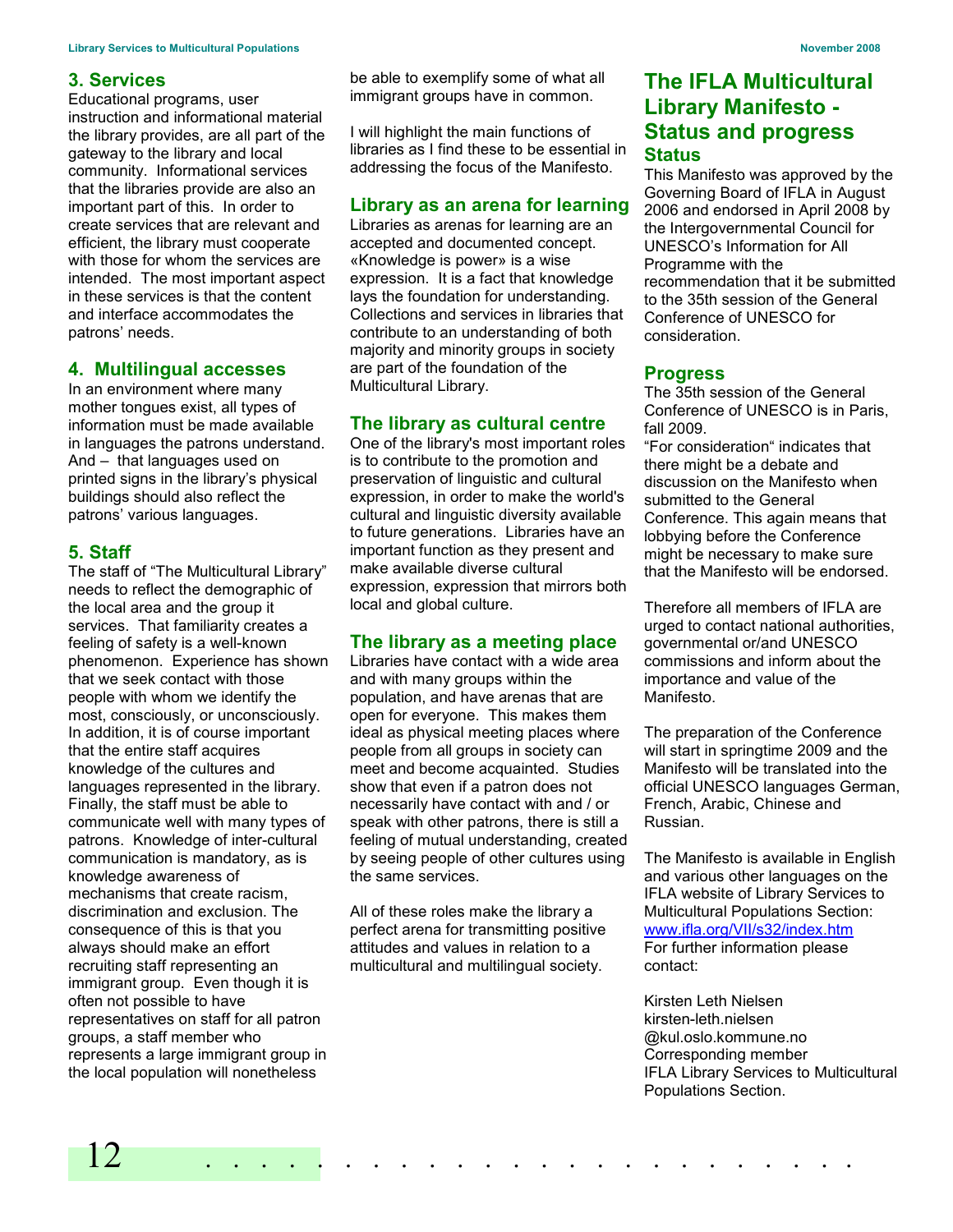### 3. Services

Educational programs, user instruction and informational material the library provides, are all part of the gateway to the library and local community. Informational services that the libraries provide are also an important part of this. In order to create services that are relevant and efficient, the library must cooperate with those for whom the services are intended. The most important aspect in these services is that the content and interface accommodates the patrons' needs.

### 4. Multilingual accesses

In an environment where many mother tongues exist, all types of information must be made available in languages the patrons understand. And – that languages used on printed signs in the library's physical buildings should also reflect the patrons' various languages.

### 5. Staff

The staff of "The Multicultural Library" needs to reflect the demographic of the local area and the group it services. That familiarity creates a feeling of safety is a well-known phenomenon. Experience has shown that we seek contact with those people with whom we identify the most, consciously, or unconsciously. In addition, it is of course important that the entire staff acquires knowledge of the cultures and languages represented in the library. Finally, the staff must be able to communicate well with many types of patrons. Knowledge of inter-cultural communication is mandatory, as is knowledge awareness of mechanisms that create racism, discrimination and exclusion. The consequence of this is that you always should make an effort recruiting staff representing an immigrant group. Even though it is often not possible to have representatives on staff for all patron groups, a staff member who represents a large immigrant group in the local population will nonetheless be able to exemplify some of what all immigrant groups have in common.

I will highlight the main functions of libraries as I find these to be essential in addressing the focus of the Manifesto.

### Library as an arena for learning

Libraries as arenas for learning are an accepted and documented concept. «Knowledge is power» is a wise expression. It is a fact that knowledge lays the foundation for understanding. Collections and services in libraries that contribute to an understanding of both majority and minority groups in society are part of the foundation of the Multicultural Library.

### The library as cultural centre

One of the library's most important roles is to contribute to the promotion and preservation of linguistic and cultural expression, in order to make the world's cultural and linguistic diversity available to future generations. Libraries have an important function as they present and make available diverse cultural expression, expression that mirrors both local and global culture.

### The library as a meeting place

Libraries have contact with a wide area and with many groups within the population, and have arenas that are open for everyone. This makes them ideal as physical meeting places where people from all groups in society can meet and become acquainted. Studies show that even if a patron does not necessarily have contact with and / or speak with other patrons, there is still a feeling of mutual understanding, created by seeing people of other cultures using the same services.

All of these roles make the library a perfect arena for transmitting positive attitudes and values in relation to a multicultural and multilingual society.

## The IFLA Multicultural Library Manifesto - Status and progress

### Status

This Manifesto was approved by the Governing Board of IFLA in August 2006 and endorsed in April 2008 by the Intergovernmental Council for UNESCO's Information for All Programme with the recommendation that it be submitted to the 35th session of the General Conference of UNESCO for consideration.

### Progress

The 35th session of the General Conference of UNESCO is in Paris, fall 2009.
"For consideration" indicates that there might be a debate and discussion on the Manifesto when submitted to the General Conference. This again means that lobbying before the Conference might be necessary to make sure that the Manifesto will be endorsed.

Therefore all members of IFLA are urged to contact national authorities, governmental or/and UNESCO commissions and inform about the importance and value of the Manifesto.

The preparation of the Conference will start in springtime 2009 and the Manifesto will be translated into the official UNESCO languages German, French, Arabic, Chinese and Russian.

The Manifesto is available in English and various other languages on the IFLA website of Library Services to Multicultural Populations Section: www.ifla.org/VII/s32/index.htm
For further information please contact:

Kirsten Leth Nielsen
kirsten-leth.nielsen@kul.oslo.kommune.no
Corresponding member
IFLA Library Services to Multicultural Populations Section.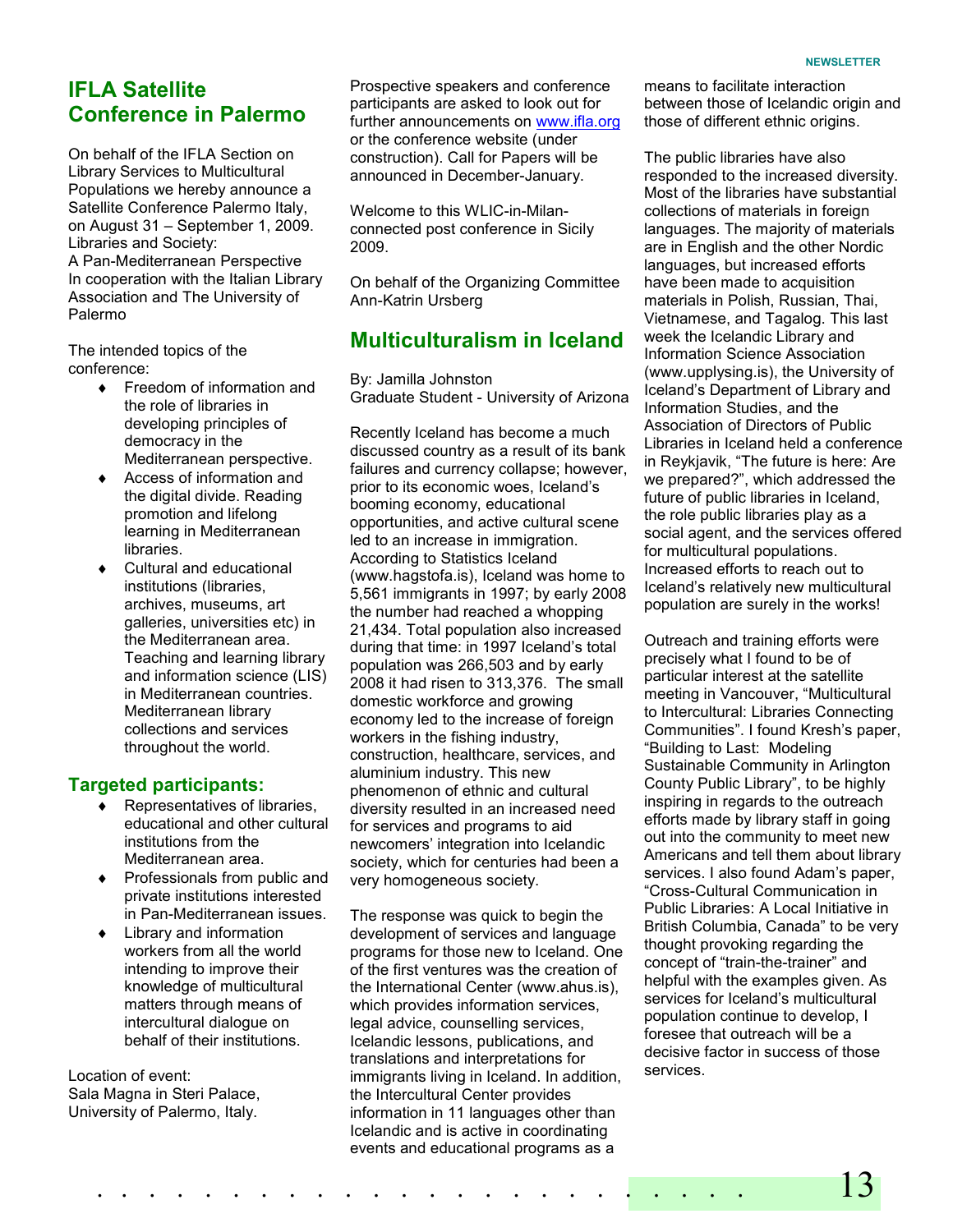## IFLA Satellite Conference in Palermo

On behalf of the IFLA Section on Library Services to Multicultural Populations we hereby announce a Satellite Conference Palermo Italy, on August 31 – September 1, 2009. Libraries and Society:
A Pan-Mediterranean Perspective
In cooperation with the Italian Library Association and The University of Palermo

The intended topics of the conference:

- Freedom of information and the role of libraries in developing principles of democracy in the Mediterranean perspective.
- Access of information and the digital divide. Reading promotion and lifelong learning in Mediterranean libraries.
- Cultural and educational institutions (libraries, archives, museums, art galleries, universities etc) in the Mediterranean area. Teaching and learning library and information science (LIS) in Mediterranean countries. Mediterranean library collections and services throughout the world.

### Targeted participants:

- Representatives of libraries, educational and other cultural institutions from the Mediterranean area.
- Professionals from public and private institutions interested in Pan-Mediterranean issues.
- Library and information workers from all the world intending to improve their knowledge of multicultural matters through means of intercultural dialogue on behalf of their institutions.

Location of event:
Sala Magna in Steri Palace, University of Palermo, Italy.

Prospective speakers and conference participants are asked to look out for further announcements on www.ifla.org or the conference website (under construction). Call for Papers will be announced in December-January.

Welcome to this WLIC-in-Milan-connected post conference in Sicily 2009.

On behalf of the Organizing Committee
Ann-Katrin Ursberg

## Multiculturalism in Iceland

By: Jamilla Johnston
Graduate Student - University of Arizona

Recently Iceland has become a much discussed country as a result of its bank failures and currency collapse; however, prior to its economic woes, Iceland's booming economy, educational opportunities, and active cultural scene led to an increase in immigration. According to Statistics Iceland (www.hagstofa.is), Iceland was home to 5,561 immigrants in 1997; by early 2008 the number had reached a whopping 21,434. Total population also increased during that time: in 1997 Iceland's total population was 266,503 and by early 2008 it had risen to 313,376. The small domestic workforce and growing economy led to the increase of foreign workers in the fishing industry, construction, healthcare, services, and aluminium industry. This new phenomenon of ethnic and cultural diversity resulted in an increased need for services and programs to aid newcomers' integration into Icelandic society, which for centuries had been a very homogeneous society.

The response was quick to begin the development of services and language programs for those new to Iceland. One of the first ventures was the creation of the International Center (www.ahus.is), which provides information services, legal advice, counselling services, Icelandic lessons, publications, and translations and interpretations for immigrants living in Iceland. In addition, the Intercultural Center provides information in 11 languages other than Icelandic and is active in coordinating events and educational programs as a means to facilitate interaction between those of Icelandic origin and those of different ethnic origins.

The public libraries have also responded to the increased diversity. Most of the libraries have substantial collections of materials in foreign languages. The majority of materials are in English and the other Nordic languages, but increased efforts have been made to acquisition materials in Polish, Russian, Thai, Vietnamese, and Tagalog. This last week the Icelandic Library and Information Science Association (www.upplysing.is), the University of Iceland's Department of Library and Information Studies, and the Association of Directors of Public Libraries in Iceland held a conference in Reykjavik, "The future is here: Are we prepared?", which addressed the future of public libraries in Iceland, the role public libraries play as a social agent, and the services offered for multicultural populations. Increased efforts to reach out to Iceland's relatively new multicultural population are surely in the works!

Outreach and training efforts were precisely what I found to be of particular interest at the satellite meeting in Vancouver, "Multicultural to Intercultural: Libraries Connecting Communities". I found Kresh's paper, "Building to Last: Modeling Sustainable Community in Arlington County Public Library", to be highly inspiring in regards to the outreach efforts made by library staff in going out into the community to meet new Americans and tell them about library services. I also found Adam's paper, "Cross-Cultural Communication in Public Libraries: A Local Initiative in British Columbia, Canada" to be very thought provoking regarding the concept of "train-the-trainer" and helpful with the examples given. As services for Iceland's multicultural population continue to develop, I foresee that outreach will be a decisive factor in success of those services.